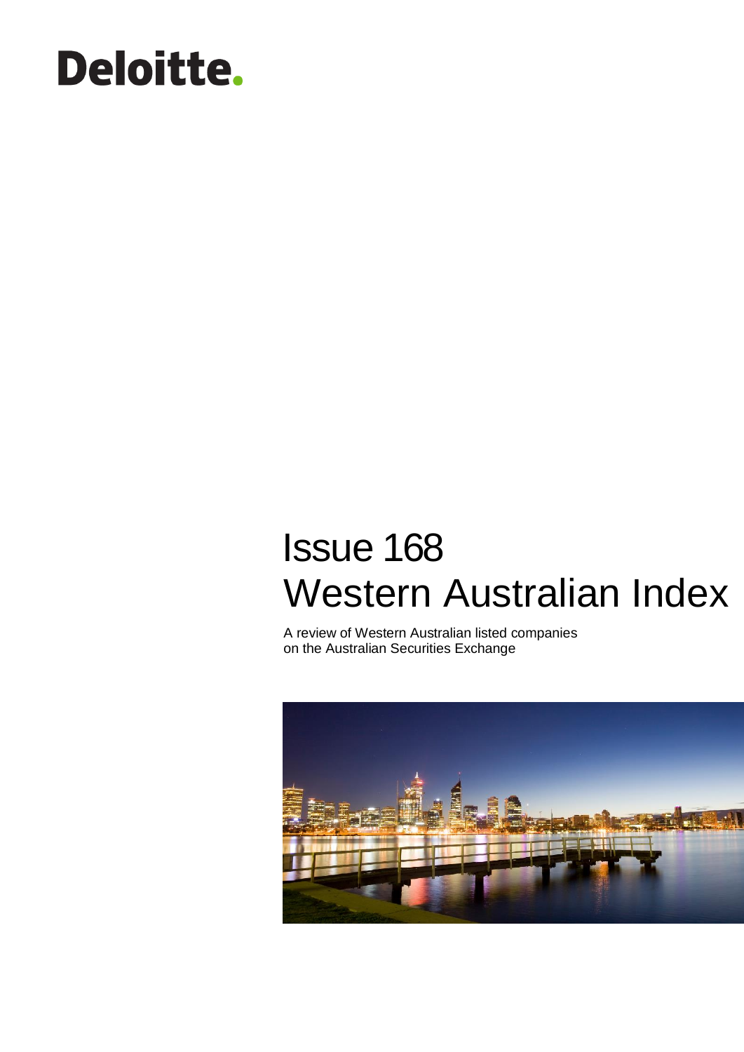Deloitte.

# Issue 168
# Western Australian Index

A review of Western Australian listed companies on the Australian Securities Exchange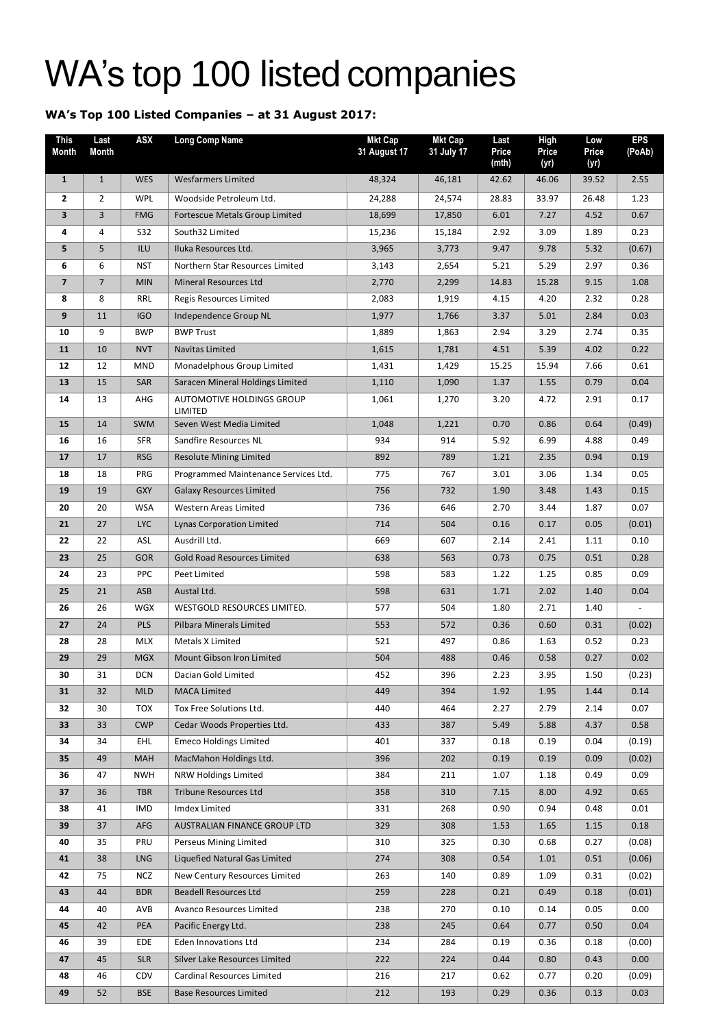# WA's top 100 listed companies

**WA's Top 100 Listed Companies – at 31 August 2017:**

| This Month | Last Month | ASX | Long Comp Name | Mkt Cap 31 August 17 | Mkt Cap 31 July 17 | Last Price (mth) | High Price (yr) | Low Price (yr) | EPS (PoAb) |
|---|---|---|---|---|---|---|---|---|---|
| 1 | 1 | WES | Wesfarmers Limited | 48,324 | 46,181 | 42.62 | 46.06 | 39.52 | 2.55 |
| 2 | 2 | WPL | Woodside Petroleum Ltd. | 24,288 | 24,574 | 28.83 | 33.97 | 26.48 | 1.23 |
| 3 | 3 | FMG | Fortescue Metals Group Limited | 18,699 | 17,850 | 6.01 | 7.27 | 4.52 | 0.67 |
| 4 | 4 | S32 | South32 Limited | 15,236 | 15,184 | 2.92 | 3.09 | 1.89 | 0.23 |
| 5 | 5 | ILU | Iluka Resources Ltd. | 3,965 | 3,773 | 9.47 | 9.78 | 5.32 | (0.67) |
| 6 | 6 | NST | Northern Star Resources Limited | 3,143 | 2,654 | 5.21 | 5.29 | 2.97 | 0.36 |
| 7 | 7 | MIN | Mineral Resources Ltd | 2,770 | 2,299 | 14.83 | 15.28 | 9.15 | 1.08 |
| 8 | 8 | RRL | Regis Resources Limited | 2,083 | 1,919 | 4.15 | 4.20 | 2.32 | 0.28 |
| 9 | 11 | IGO | Independence Group NL | 1,977 | 1,766 | 3.37 | 5.01 | 2.84 | 0.03 |
| 10 | 9 | BWP | BWP Trust | 1,889 | 1,863 | 2.94 | 3.29 | 2.74 | 0.35 |
| 11 | 10 | NVT | Navitas Limited | 1,615 | 1,781 | 4.51 | 5.39 | 4.02 | 0.22 |
| 12 | 12 | MND | Monadelphous Group Limited | 1,431 | 1,429 | 15.25 | 15.94 | 7.66 | 0.61 |
| 13 | 15 | SAR | Saracen Mineral Holdings Limited | 1,110 | 1,090 | 1.37 | 1.55 | 0.79 | 0.04 |
| 14 | 13 | AHG | AUTOMOTIVE HOLDINGS GROUP LIMITED | 1,061 | 1,270 | 3.20 | 4.72 | 2.91 | 0.17 |
| 15 | 14 | SWM | Seven West Media Limited | 1,048 | 1,221 | 0.70 | 0.86 | 0.64 | (0.49) |
| 16 | 16 | SFR | Sandfire Resources NL | 934 | 914 | 5.92 | 6.99 | 4.88 | 0.49 |
| 17 | 17 | RSG | Resolute Mining Limited | 892 | 789 | 1.21 | 2.35 | 0.94 | 0.19 |
| 18 | 18 | PRG | Programmed Maintenance Services Ltd. | 775 | 767 | 3.01 | 3.06 | 1.34 | 0.05 |
| 19 | 19 | GXY | Galaxy Resources Limited | 756 | 732 | 1.90 | 3.48 | 1.43 | 0.15 |
| 20 | 20 | WSA | Western Areas Limited | 736 | 646 | 2.70 | 3.44 | 1.87 | 0.07 |
| 21 | 27 | LYC | Lynas Corporation Limited | 714 | 504 | 0.16 | 0.17 | 0.05 | (0.01) |
| 22 | 22 | ASL | Ausdrill Ltd. | 669 | 607 | 2.14 | 2.41 | 1.11 | 0.10 |
| 23 | 25 | GOR | Gold Road Resources Limited | 638 | 563 | 0.73 | 0.75 | 0.51 | 0.28 |
| 24 | 23 | PPC | Peet Limited | 598 | 583 | 1.22 | 1.25 | 0.85 | 0.09 |
| 25 | 21 | ASB | Austal Ltd. | 598 | 631 | 1.71 | 2.02 | 1.40 | 0.04 |
| 26 | 26 | WGX | WESTGOLD RESOURCES LIMITED. | 577 | 504 | 1.80 | 2.71 | 1.40 | - |
| 27 | 24 | PLS | Pilbara Minerals Limited | 553 | 572 | 0.36 | 0.60 | 0.31 | (0.02) |
| 28 | 28 | MLX | Metals X Limited | 521 | 497 | 0.86 | 1.63 | 0.52 | 0.23 |
| 29 | 29 | MGX | Mount Gibson Iron Limited | 504 | 488 | 0.46 | 0.58 | 0.27 | 0.02 |
| 30 | 31 | DCN | Dacian Gold Limited | 452 | 396 | 2.23 | 3.95 | 1.50 | (0.23) |
| 31 | 32 | MLD | MACA Limited | 449 | 394 | 1.92 | 1.95 | 1.44 | 0.14 |
| 32 | 30 | TOX | Tox Free Solutions Ltd. | 440 | 464 | 2.27 | 2.79 | 2.14 | 0.07 |
| 33 | 33 | CWP | Cedar Woods Properties Ltd. | 433 | 387 | 5.49 | 5.88 | 4.37 | 0.58 |
| 34 | 34 | EHL | Emeco Holdings Limited | 401 | 337 | 0.18 | 0.19 | 0.04 | (0.19) |
| 35 | 49 | MAH | MacMahon Holdings Ltd. | 396 | 202 | 0.19 | 0.19 | 0.09 | (0.02) |
| 36 | 47 | NWH | NRW Holdings Limited | 384 | 211 | 1.07 | 1.18 | 0.49 | 0.09 |
| 37 | 36 | TBR | Tribune Resources Ltd | 358 | 310 | 7.15 | 8.00 | 4.92 | 0.65 |
| 38 | 41 | IMD | Imdex Limited | 331 | 268 | 0.90 | 0.94 | 0.48 | 0.01 |
| 39 | 37 | AFG | AUSTRALIAN FINANCE GROUP LTD | 329 | 308 | 1.53 | 1.65 | 1.15 | 0.18 |
| 40 | 35 | PRU | Perseus Mining Limited | 310 | 325 | 0.30 | 0.68 | 0.27 | (0.08) |
| 41 | 38 | LNG | Liquefied Natural Gas Limited | 274 | 308 | 0.54 | 1.01 | 0.51 | (0.06) |
| 42 | 75 | NCZ | New Century Resources Limited | 263 | 140 | 0.89 | 1.09 | 0.31 | (0.02) |
| 43 | 44 | BDR | Beadell Resources Ltd | 259 | 228 | 0.21 | 0.49 | 0.18 | (0.01) |
| 44 | 40 | AVB | Avanco Resources Limited | 238 | 270 | 0.10 | 0.14 | 0.05 | 0.00 |
| 45 | 42 | PEA | Pacific Energy Ltd. | 238 | 245 | 0.64 | 0.77 | 0.50 | 0.04 |
| 46 | 39 | EDE | Eden Innovations Ltd | 234 | 284 | 0.19 | 0.36 | 0.18 | (0.00) |
| 47 | 45 | SLR | Silver Lake Resources Limited | 222 | 224 | 0.44 | 0.80 | 0.43 | 0.00 |
| 48 | 46 | CDV | Cardinal Resources Limited | 216 | 217 | 0.62 | 0.77 | 0.20 | (0.09) |
| 49 | 52 | BSE | Base Resources Limited | 212 | 193 | 0.29 | 0.36 | 0.13 | 0.03 |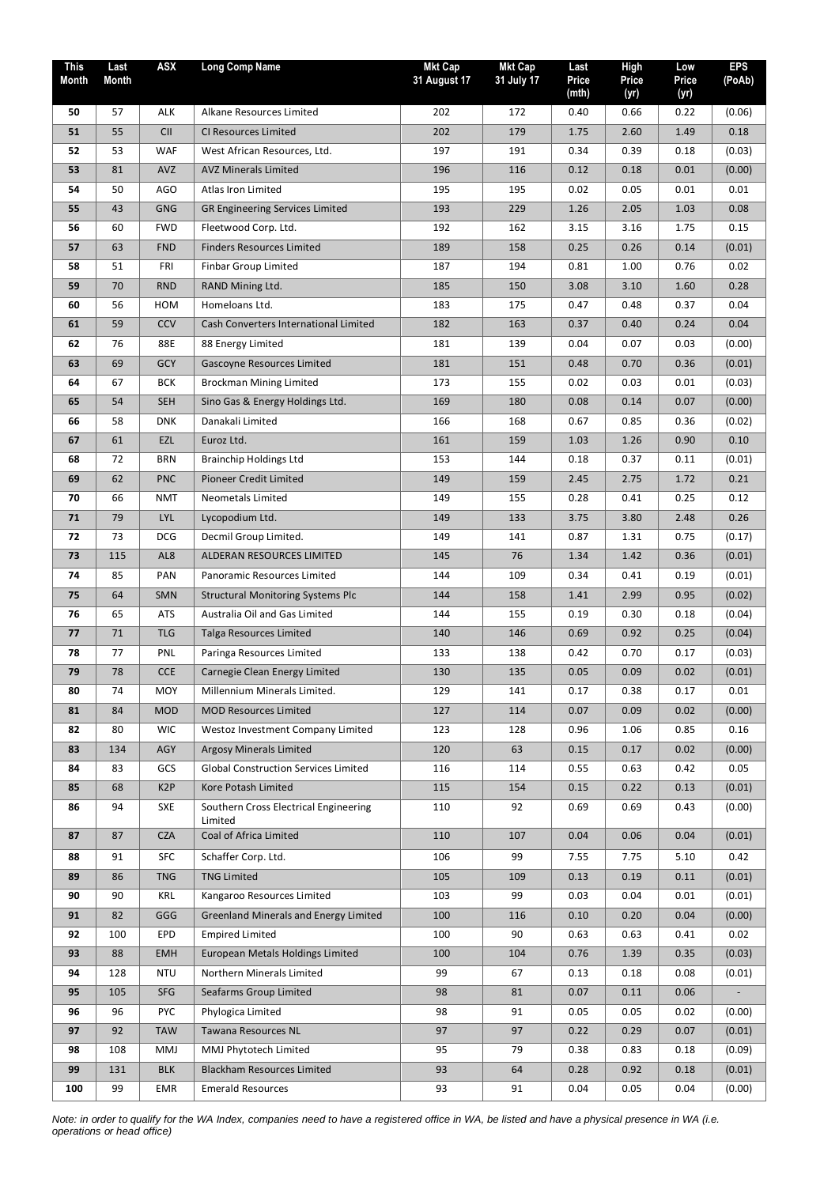| This Month | Last Month | ASX | Long Comp Name | Mkt Cap 31 August 17 | Mkt Cap 31 July 17 | Last Price (mth) | High Price (yr) | Low Price (yr) | EPS (PoAb) |
|---|---|---|---|---|---|---|---|---|---|
| 50 | 57 | ALK | Alkane Resources Limited | 202 | 172 | 0.40 | 0.66 | 0.22 | (0.06) |
| 51 | 55 | CII | CI Resources Limited | 202 | 179 | 1.75 | 2.60 | 1.49 | 0.18 |
| 52 | 53 | WAF | West African Resources, Ltd. | 197 | 191 | 0.34 | 0.39 | 0.18 | (0.03) |
| 53 | 81 | AVZ | AVZ Minerals Limited | 196 | 116 | 0.12 | 0.18 | 0.01 | (0.00) |
| 54 | 50 | AGO | Atlas Iron Limited | 195 | 195 | 0.02 | 0.05 | 0.01 | 0.01 |
| 55 | 43 | GNG | GR Engineering Services Limited | 193 | 229 | 1.26 | 2.05 | 1.03 | 0.08 |
| 56 | 60 | FWD | Fleetwood Corp. Ltd. | 192 | 162 | 3.15 | 3.16 | 1.75 | 0.15 |
| 57 | 63 | FND | Finders Resources Limited | 189 | 158 | 0.25 | 0.26 | 0.14 | (0.01) |
| 58 | 51 | FRI | Finbar Group Limited | 187 | 194 | 0.81 | 1.00 | 0.76 | 0.02 |
| 59 | 70 | RND | RAND Mining Ltd. | 185 | 150 | 3.08 | 3.10 | 1.60 | 0.28 |
| 60 | 56 | HOM | Homeloans Ltd. | 183 | 175 | 0.47 | 0.48 | 0.37 | 0.04 |
| 61 | 59 | CCV | Cash Converters International Limited | 182 | 163 | 0.37 | 0.40 | 0.24 | 0.04 |
| 62 | 76 | 88E | 88 Energy Limited | 181 | 139 | 0.04 | 0.07 | 0.03 | (0.00) |
| 63 | 69 | GCY | Gascoyne Resources Limited | 181 | 151 | 0.48 | 0.70 | 0.36 | (0.01) |
| 64 | 67 | BCK | Brockman Mining Limited | 173 | 155 | 0.02 | 0.03 | 0.01 | (0.03) |
| 65 | 54 | SEH | Sino Gas & Energy Holdings Ltd. | 169 | 180 | 0.08 | 0.14 | 0.07 | (0.00) |
| 66 | 58 | DNK | Danakali Limited | 166 | 168 | 0.67 | 0.85 | 0.36 | (0.02) |
| 67 | 61 | EZL | Euroz Ltd. | 161 | 159 | 1.03 | 1.26 | 0.90 | 0.10 |
| 68 | 72 | BRN | Brainchip Holdings Ltd | 153 | 144 | 0.18 | 0.37 | 0.11 | (0.01) |
| 69 | 62 | PNC | Pioneer Credit Limited | 149 | 159 | 2.45 | 2.75 | 1.72 | 0.21 |
| 70 | 66 | NMT | Neometals Limited | 149 | 155 | 0.28 | 0.41 | 0.25 | 0.12 |
| 71 | 79 | LYL | Lycopodium Ltd. | 149 | 133 | 3.75 | 3.80 | 2.48 | 0.26 |
| 72 | 73 | DCG | Decmil Group Limited. | 149 | 141 | 0.87 | 1.31 | 0.75 | (0.17) |
| 73 | 115 | AL8 | ALDERAN RESOURCES LIMITED | 145 | 76 | 1.34 | 1.42 | 0.36 | (0.01) |
| 74 | 85 | PAN | Panoramic Resources Limited | 144 | 109 | 0.34 | 0.41 | 0.19 | (0.01) |
| 75 | 64 | SMN | Structural Monitoring Systems Plc | 144 | 158 | 1.41 | 2.99 | 0.95 | (0.02) |
| 76 | 65 | ATS | Australia Oil and Gas Limited | 144 | 155 | 0.19 | 0.30 | 0.18 | (0.04) |
| 77 | 71 | TLG | Talga Resources Limited | 140 | 146 | 0.69 | 0.92 | 0.25 | (0.04) |
| 78 | 77 | PNL | Paringa Resources Limited | 133 | 138 | 0.42 | 0.70 | 0.17 | (0.03) |
| 79 | 78 | CCE | Carnegie Clean Energy Limited | 130 | 135 | 0.05 | 0.09 | 0.02 | (0.01) |
| 80 | 74 | MOY | Millennium Minerals Limited. | 129 | 141 | 0.17 | 0.38 | 0.17 | 0.01 |
| 81 | 84 | MOD | MOD Resources Limited | 127 | 114 | 0.07 | 0.09 | 0.02 | (0.00) |
| 82 | 80 | WIC | Westoz Investment Company Limited | 123 | 128 | 0.96 | 1.06 | 0.85 | 0.16 |
| 83 | 134 | AGY | Argosy Minerals Limited | 120 | 63 | 0.15 | 0.17 | 0.02 | (0.00) |
| 84 | 83 | GCS | Global Construction Services Limited | 116 | 114 | 0.55 | 0.63 | 0.42 | 0.05 |
| 85 | 68 | K2P | Kore Potash Limited | 115 | 154 | 0.15 | 0.22 | 0.13 | (0.01) |
| 86 | 94 | SXE | Southern Cross Electrical Engineering Limited | 110 | 92 | 0.69 | 0.69 | 0.43 | (0.00) |
| 87 | 87 | CZA | Coal of Africa Limited | 110 | 107 | 0.04 | 0.06 | 0.04 | (0.01) |
| 88 | 91 | SFC | Schaffer Corp. Ltd. | 106 | 99 | 7.55 | 7.75 | 5.10 | 0.42 |
| 89 | 86 | TNG | TNG Limited | 105 | 109 | 0.13 | 0.19 | 0.11 | (0.01) |
| 90 | 90 | KRL | Kangaroo Resources Limited | 103 | 99 | 0.03 | 0.04 | 0.01 | (0.01) |
| 91 | 82 | GGG | Greenland Minerals and Energy Limited | 100 | 116 | 0.10 | 0.20 | 0.04 | (0.00) |
| 92 | 100 | EPD | Empired Limited | 100 | 90 | 0.63 | 0.63 | 0.41 | 0.02 |
| 93 | 88 | EMH | European Metals Holdings Limited | 100 | 104 | 0.76 | 1.39 | 0.35 | (0.03) |
| 94 | 128 | NTU | Northern Minerals Limited | 99 | 67 | 0.13 | 0.18 | 0.08 | (0.01) |
| 95 | 105 | SFG | Seafarms Group Limited | 98 | 81 | 0.07 | 0.11 | 0.06 | - |
| 96 | 96 | PYC | Phylogica Limited | 98 | 91 | 0.05 | 0.05 | 0.02 | (0.00) |
| 97 | 92 | TAW | Tawana Resources NL | 97 | 97 | 0.22 | 0.29 | 0.07 | (0.01) |
| 98 | 108 | MMJ | MMJ Phytotech Limited | 95 | 79 | 0.38 | 0.83 | 0.18 | (0.09) |
| 99 | 131 | BLK | Blackham Resources Limited | 93 | 64 | 0.28 | 0.92 | 0.18 | (0.01) |
| 100 | 99 | EMR | Emerald Resources | 93 | 91 | 0.04 | 0.05 | 0.04 | (0.00) |

*Note: in order to qualify for the WA Index, companies need to have a registered office in WA, be listed and have a physical presence in WA (i.e. operations or head office)*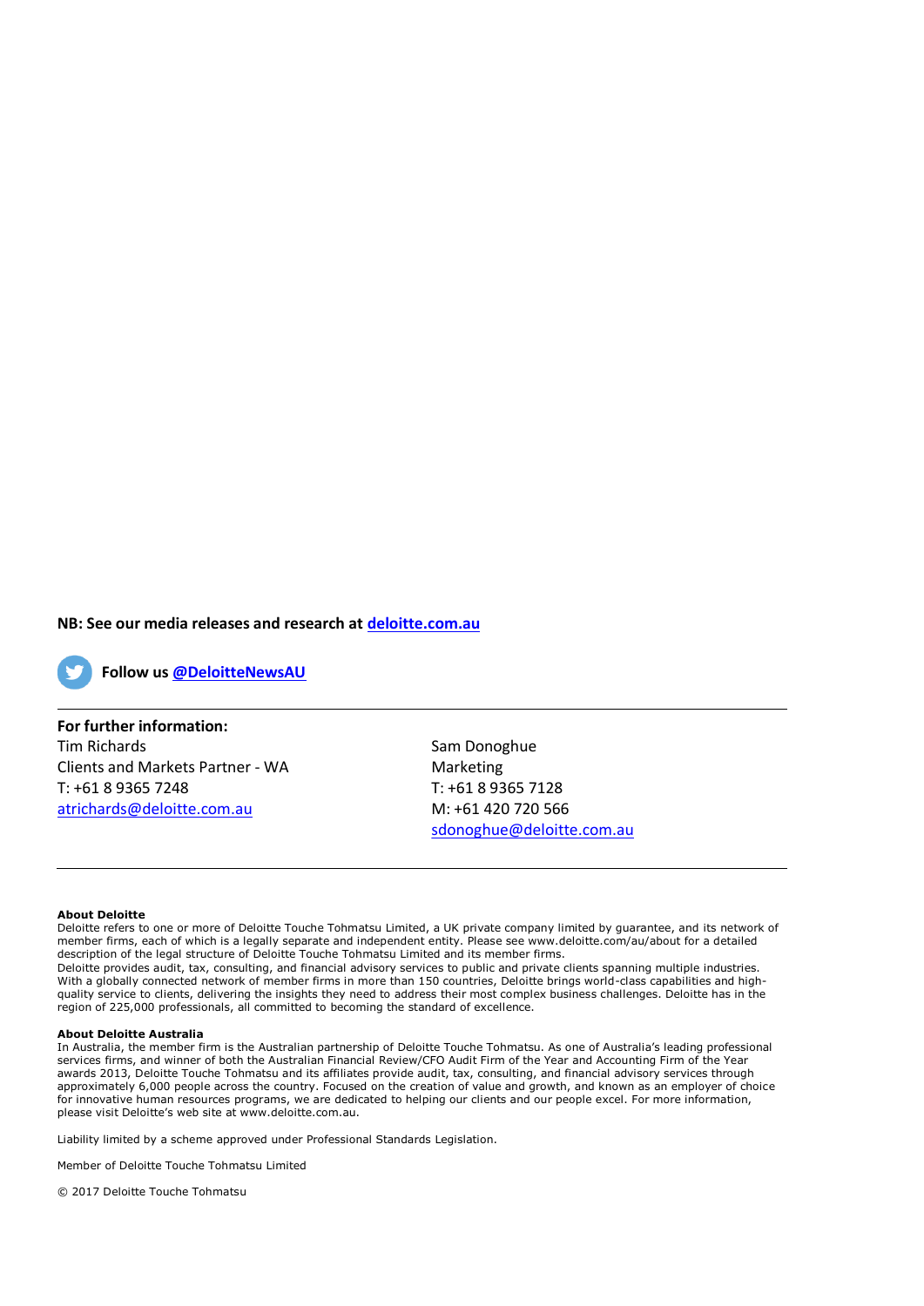**NB: See our media releases and research at [deloitte.com.au](http://deloitte.com.au)**

**Follow us [@DeloitteNewsAU](https://twitter.com/DeloitteNewsAU)**

---

**For further information:**

Tim Richards
Clients and Markets Partner - WA
T: +61 8 9365 7248
[atrichards@deloitte.com.au](mailto:atrichards@deloitte.com.au)

Sam Donoghue
Marketing
T: +61 8 9365 7128
M: +61 420 720 566
[sdonoghue@deloitte.com.au](mailto:sdonoghue@deloitte.com.au)

---

**About Deloitte**
Deloitte refers to one or more of Deloitte Touche Tohmatsu Limited, a UK private company limited by guarantee, and its network of member firms, each of which is a legally separate and independent entity. Please see www.deloitte.com/au/about for a detailed description of the legal structure of Deloitte Touche Tohmatsu Limited and its member firms.
Deloitte provides audit, tax, consulting, and financial advisory services to public and private clients spanning multiple industries. With a globally connected network of member firms in more than 150 countries, Deloitte brings world-class capabilities and high-quality service to clients, delivering the insights they need to address their most complex business challenges. Deloitte has in the region of 225,000 professionals, all committed to becoming the standard of excellence.

**About Deloitte Australia**
In Australia, the member firm is the Australian partnership of Deloitte Touche Tohmatsu. As one of Australia's leading professional services firms, and winner of both the Australian Financial Review/CFO Audit Firm of the Year and Accounting Firm of the Year awards 2013, Deloitte Touche Tohmatsu and its affiliates provide audit, tax, consulting, and financial advisory services through approximately 6,000 people across the country. Focused on the creation of value and growth, and known as an employer of choice for innovative human resources programs, we are dedicated to helping our clients and our people excel. For more information, please visit Deloitte's web site at www.deloitte.com.au.

Liability limited by a scheme approved under Professional Standards Legislation.

Member of Deloitte Touche Tohmatsu Limited

© 2017 Deloitte Touche Tohmatsu